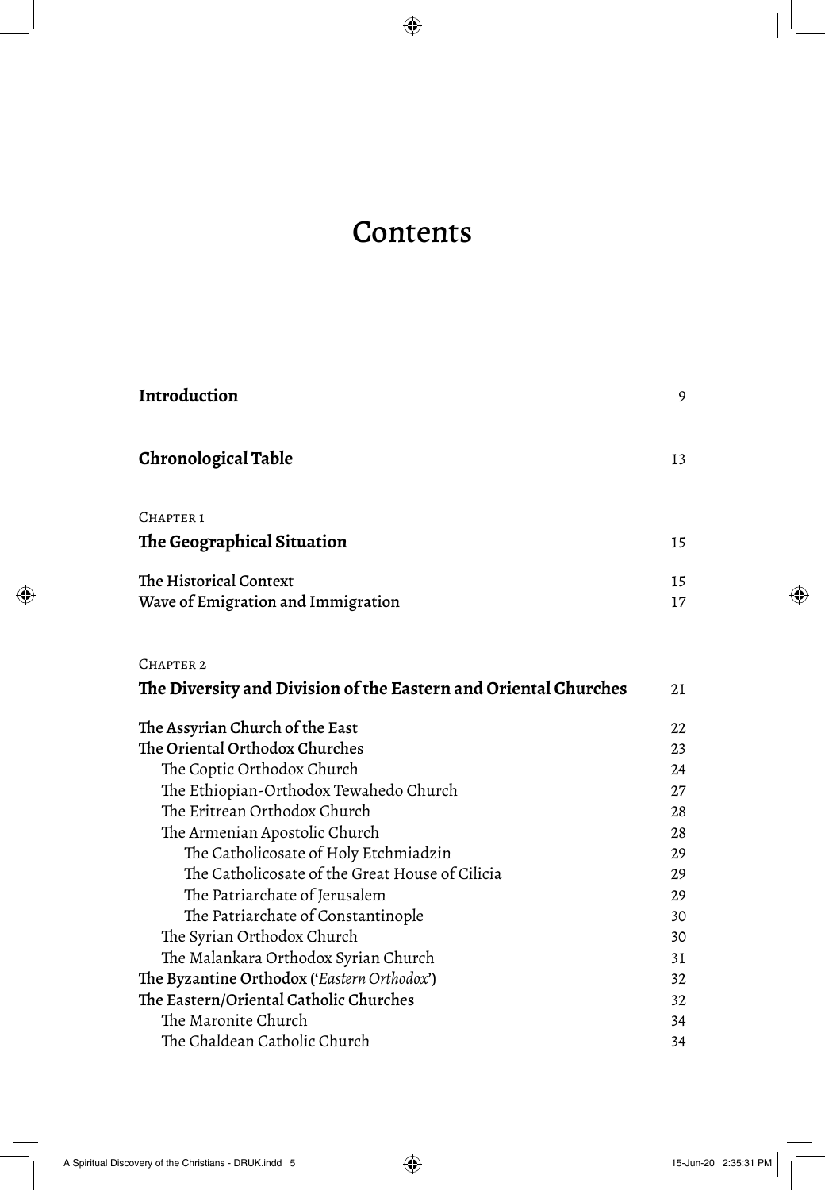# Contents

| | |
|---|---|
| **Introduction** | 9 |
| **Chronological Table** | 13 |
| CHAPTER 1 | |
| **The Geographical Situation** | 15 |
| The Historical Context | 15 |
| Wave of Emigration and Immigration | 17 |
| CHAPTER 2 | |
| **The Diversity and Division of the Eastern and Oriental Churches** | 21 |
| The Assyrian Church of the East | 22 |
| The Oriental Orthodox Churches | 23 |
| The Coptic Orthodox Church | 24 |
| The Ethiopian-Orthodox Tewahedo Church | 27 |
| The Eritrean Orthodox Church | 28 |
| The Armenian Apostolic Church | 28 |
| The Catholicosate of Holy Etchmiadzin | 29 |
| The Catholicosate of the Great House of Cilicia | 29 |
| The Patriarchate of Jerusalem | 29 |
| The Patriarchate of Constantinople | 30 |
| The Syrian Orthodox Church | 30 |
| The Malankara Orthodox Syrian Church | 31 |
| The Byzantine Orthodox ('*Eastern Orthodox*') | 32 |
| The Eastern/Oriental Catholic Churches | 32 |
| The Maronite Church | 34 |
| The Chaldean Catholic Church | 34 |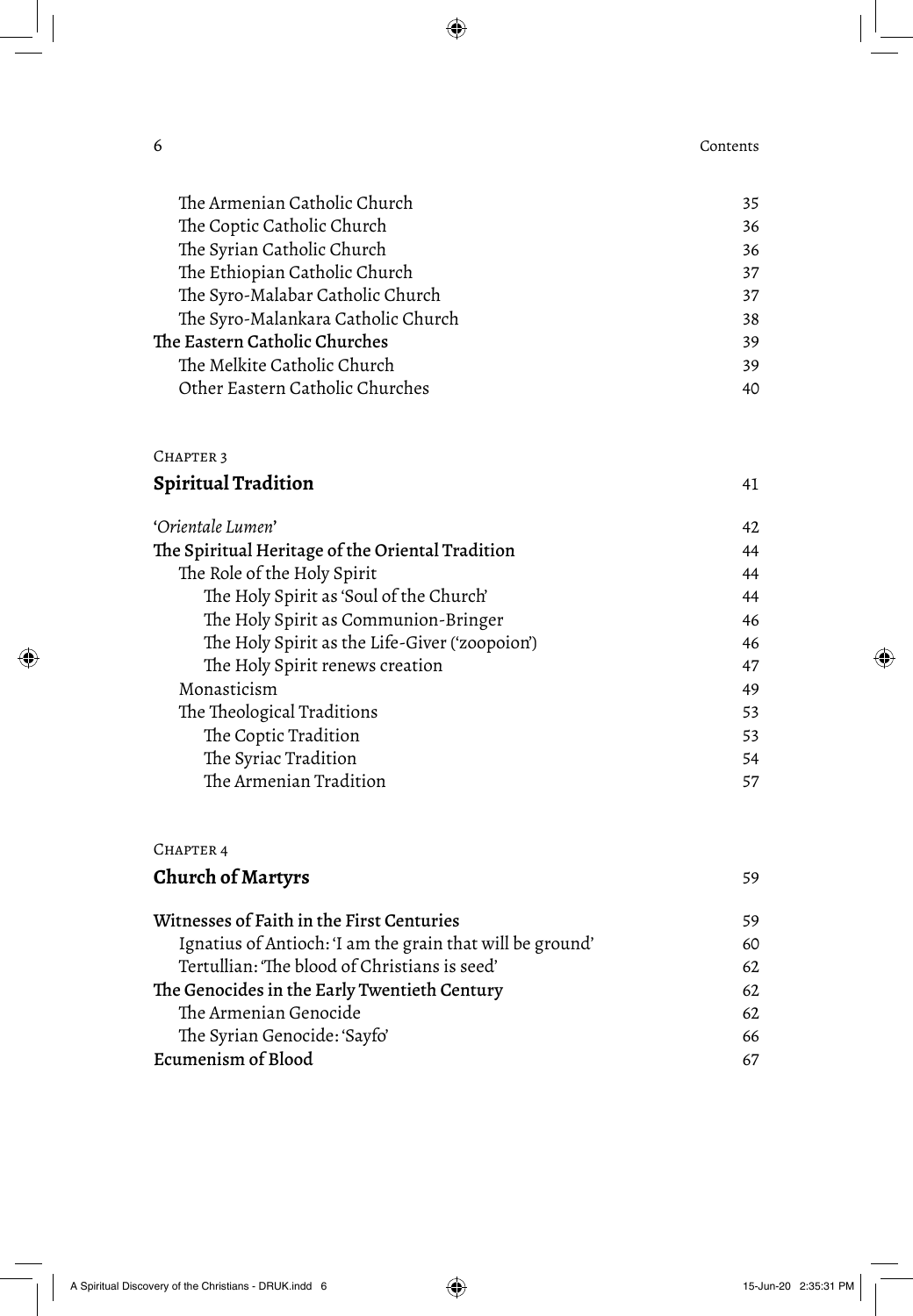The Armenian Catholic Church 35
The Coptic Catholic Church 36
The Syrian Catholic Church 36
The Ethiopian Catholic Church 37
The Syro-Malabar Catholic Church 37
The Syro-Malankara Catholic Church 38

The Eastern Catholic Churches 39
The Melkite Catholic Church 39
Other Eastern Catholic Churches 40

CHAPTER 3

**Spiritual Tradition** 41

'*Orientale Lumen*' 42

The Spiritual Heritage of the Oriental Tradition 44
The Role of the Holy Spirit 44
The Holy Spirit as 'Soul of the Church' 44
The Holy Spirit as Communion-Bringer 46
The Holy Spirit as the Life-Giver ('zoopoion') 46
The Holy Spirit renews creation 47
Monasticism 49
The Theological Traditions 53
The Coptic Tradition 53
The Syriac Tradition 54
The Armenian Tradition 57

CHAPTER 4

**Church of Martyrs** 59

Witnesses of Faith in the First Centuries 59
Ignatius of Antioch: 'I am the grain that will be ground' 60
Tertullian: 'The blood of Christians is seed' 62

The Genocides in the Early Twentieth Century 62
The Armenian Genocide 62
The Syrian Genocide: 'Sayfo' 66

Ecumenism of Blood 67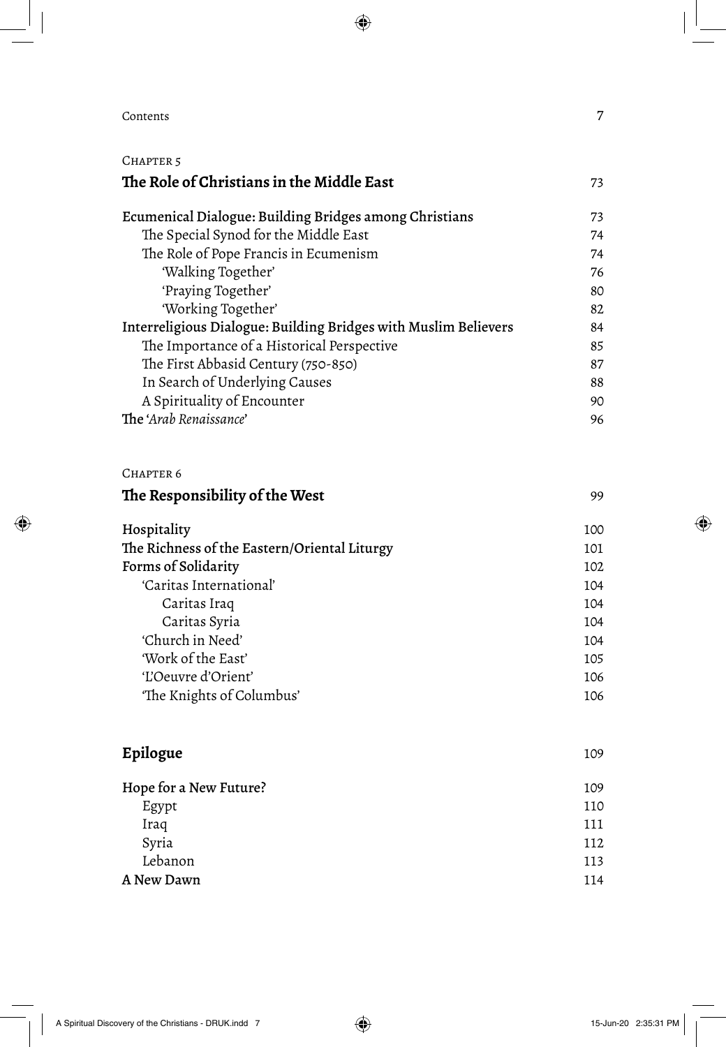CHAPTER 5

## The Role of Christians in the Middle East 73

Ecumenical Dialogue: Building Bridges among Christians 73
- The Special Synod for the Middle East 74
- The Role of Pope Francis in Ecumenism 74
  - 'Walking Together' 76
  - 'Praying Together' 80
  - 'Working Together' 82

Interreligious Dialogue: Building Bridges with Muslim Believers 84
- The Importance of a Historical Perspective 85
- The First Abbasid Century (750-850) 87
- In Search of Underlying Causes 88
- A Spirituality of Encounter 90

The '*Arab Renaissance*' 96

CHAPTER 6

## The Responsibility of the West 99

Hospitality 100

The Richness of the Eastern/Oriental Liturgy 101

Forms of Solidarity 102
- 'Caritas International' 104
  - Caritas Iraq 104
  - Caritas Syria 104
- 'Church in Need' 104
- 'Work of the East' 105
- 'L'Oeuvre d'Orient' 106
- 'The Knights of Columbus' 106

## Epilogue 109

Hope for a New Future? 109
- Egypt 110
- Iraq 111
- Syria 112
- Lebanon 113

A New Dawn 114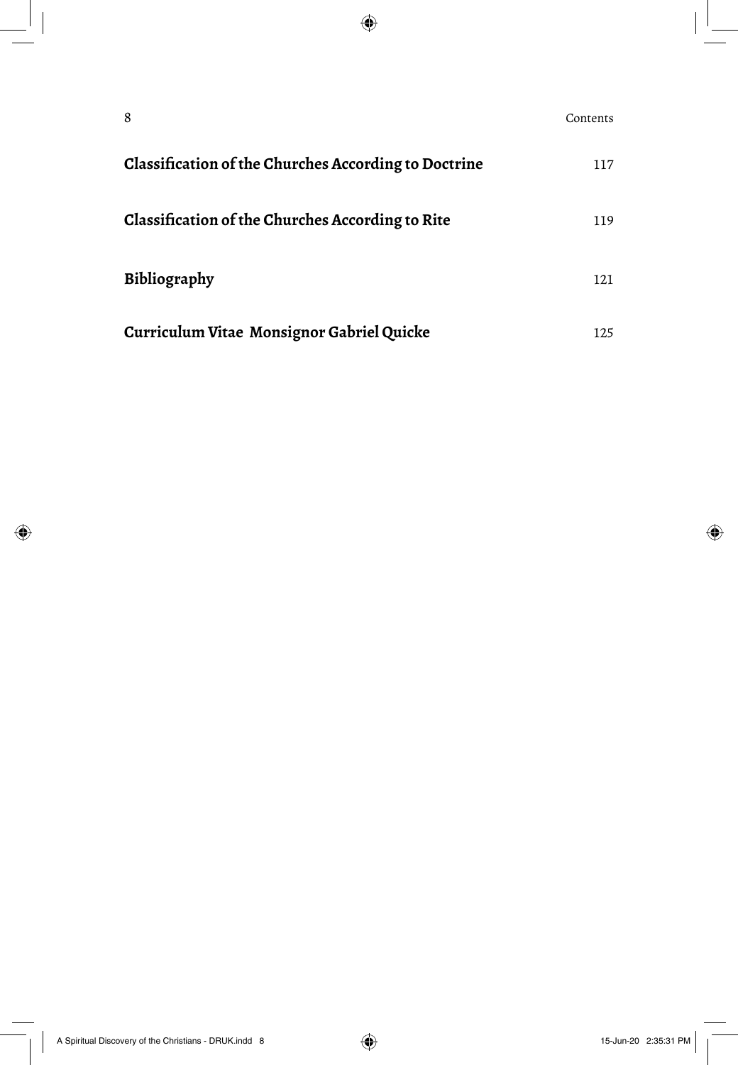| | |
|---|---|
| **Classification of the Churches According to Doctrine** | 117 |
| **Classification of the Churches According to Rite** | 119 |
| **Bibliography** | 121 |
| **Curriculum Vitae Monsignor Gabriel Quicke** | 125 |